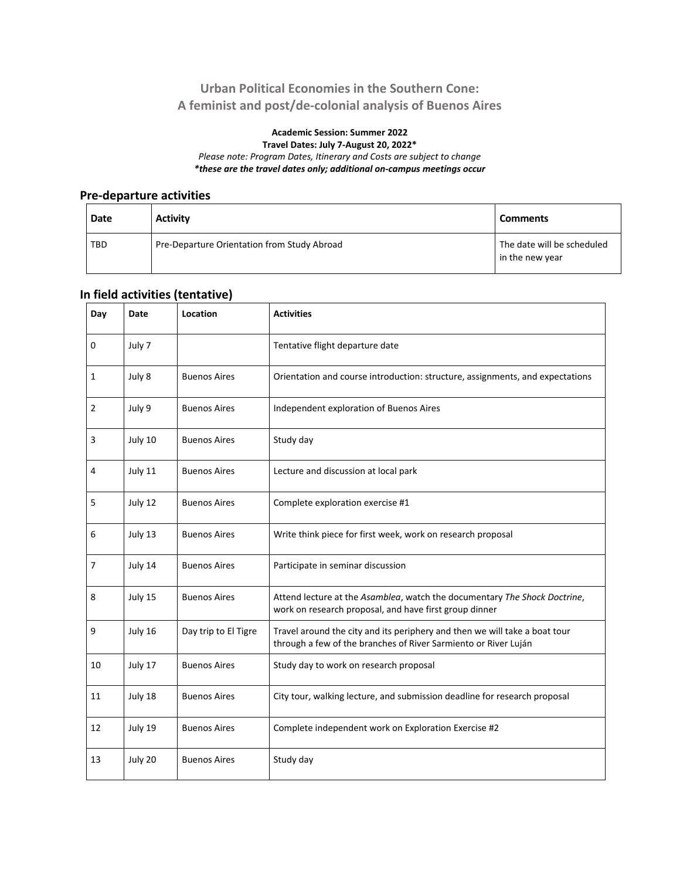# Urban Political Economies in the Southern Cone:
# A feminist and post/de-colonial analysis of Buenos Aires

**Academic Session: Summer 2022**
**Travel Dates: July 7-August 20, 2022***
*Please note: Program Dates, Itinerary and Costs are subject to change*
***these are the travel dates only; additional on-campus meetings occur***

## Pre-departure activities

| Date | Activity | Comments |
|---|---|---|
| TBD | Pre-Departure Orientation from Study Abroad | The date will be scheduled in the new year |

## In field activities (tentative)

| Day | Date | Location | Activities |
|---|---|---|---|
| 0 | July 7 | | Tentative flight departure date |
| 1 | July 8 | Buenos Aires | Orientation and course introduction: structure, assignments, and expectations |
| 2 | July 9 | Buenos Aires | Independent exploration of Buenos Aires |
| 3 | July 10 | Buenos Aires | Study day |
| 4 | July 11 | Buenos Aires | Lecture and discussion at local park |
| 5 | July 12 | Buenos Aires | Complete exploration exercise #1 |
| 6 | July 13 | Buenos Aires | Write think piece for first week, work on research proposal |
| 7 | July 14 | Buenos Aires | Participate in seminar discussion |
| 8 | July 15 | Buenos Aires | Attend lecture at the *Asamblea*, watch the documentary *The Shock Doctrine*, work on research proposal, and have first group dinner |
| 9 | July 16 | Day trip to El Tigre | Travel around the city and its periphery and then we will take a boat tour through a few of the branches of River Sarmiento or River Luján |
| 10 | July 17 | Buenos Aires | Study day to work on research proposal |
| 11 | July 18 | Buenos Aires | City tour, walking lecture, and submission deadline for research proposal |
| 12 | July 19 | Buenos Aires | Complete independent work on Exploration Exercise #2 |
| 13 | July 20 | Buenos Aires | Study day |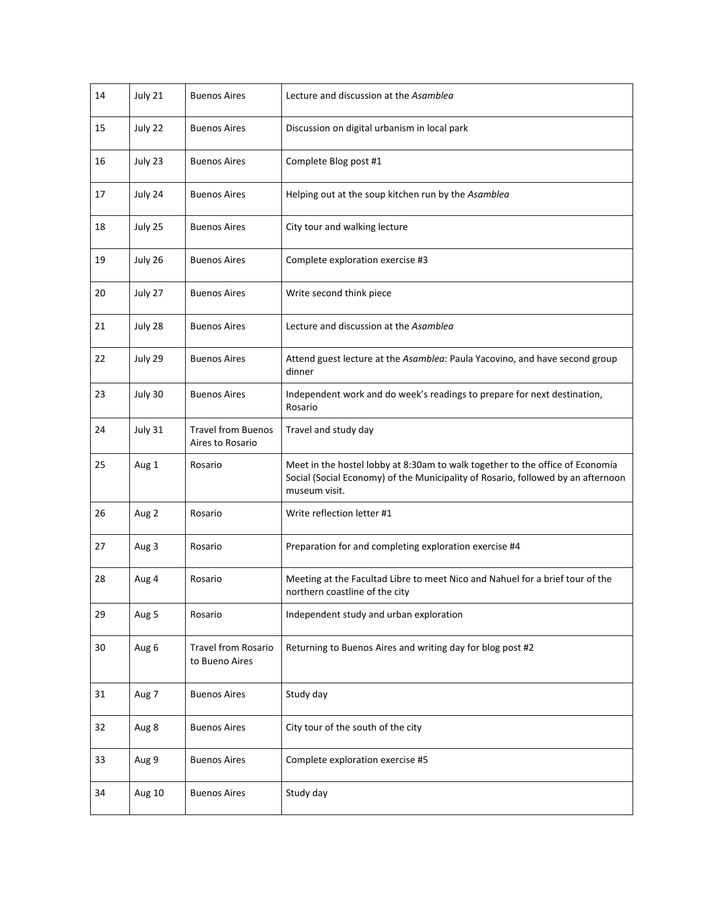| 14 | July 21 | Buenos Aires | Lecture and discussion at the *Asamblea* |
|---|---|---|---|
| 15 | July 22 | Buenos Aires | Discussion on digital urbanism in local park |
| 16 | July 23 | Buenos Aires | Complete Blog post #1 |
| 17 | July 24 | Buenos Aires | Helping out at the soup kitchen run by the *Asamblea* |
| 18 | July 25 | Buenos Aires | City tour and walking lecture |
| 19 | July 26 | Buenos Aires | Complete exploration exercise #3 |
| 20 | July 27 | Buenos Aires | Write second think piece |
| 21 | July 28 | Buenos Aires | Lecture and discussion at the *Asamblea* |
| 22 | July 29 | Buenos Aires | Attend guest lecture at the *Asamblea*: Paula Yacovino, and have second group dinner |
| 23 | July 30 | Buenos Aires | Independent work and do week's readings to prepare for next destination, Rosario |
| 24 | July 31 | Travel from Buenos Aires to Rosario | Travel and study day |
| 25 | Aug 1 | Rosario | Meet in the hostel lobby at 8:30am to walk together to the office of Economía Social (Social Economy) of the Municipality of Rosario, followed by an afternoon museum visit. |
| 26 | Aug 2 | Rosario | Write reflection letter #1 |
| 27 | Aug 3 | Rosario | Preparation for and completing exploration exercise #4 |
| 28 | Aug 4 | Rosario | Meeting at the Facultad Libre to meet Nico and Nahuel for a brief tour of the northern coastline of the city |
| 29 | Aug 5 | Rosario | Independent study and urban exploration |
| 30 | Aug 6 | Travel from Rosario to Bueno Aires | Returning to Buenos Aires and writing day for blog post #2 |
| 31 | Aug 7 | Buenos Aires | Study day |
| 32 | Aug 8 | Buenos Aires | City tour of the south of the city |
| 33 | Aug 9 | Buenos Aires | Complete exploration exercise #5 |
| 34 | Aug 10 | Buenos Aires | Study day |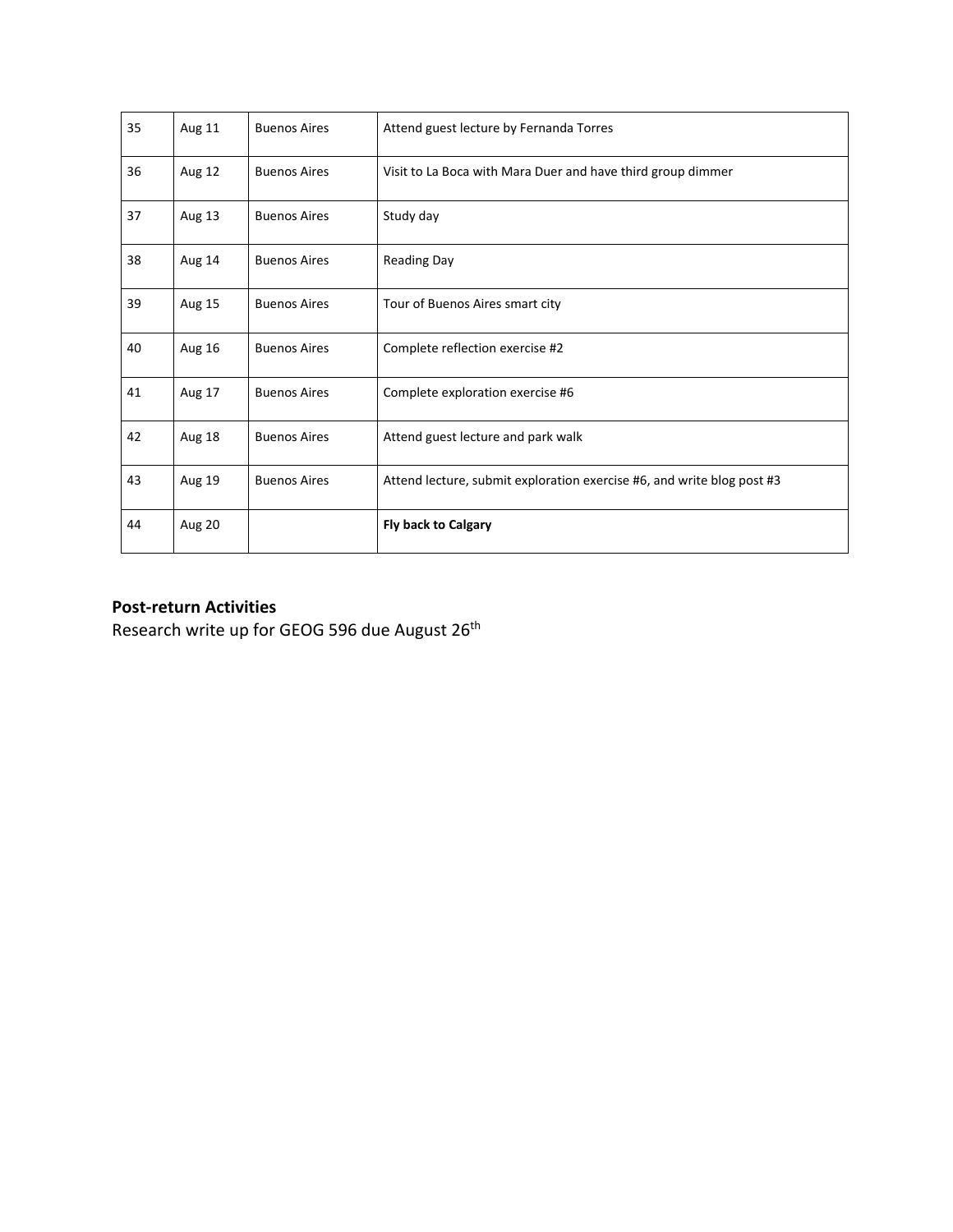| | | | |
|---|---|---|---|
| 35 | Aug 11 | Buenos Aires | Attend guest lecture by Fernanda Torres |
| 36 | Aug 12 | Buenos Aires | Visit to La Boca with Mara Duer and have third group dimmer |
| 37 | Aug 13 | Buenos Aires | Study day |
| 38 | Aug 14 | Buenos Aires | Reading Day |
| 39 | Aug 15 | Buenos Aires | Tour of Buenos Aires smart city |
| 40 | Aug 16 | Buenos Aires | Complete reflection exercise #2 |
| 41 | Aug 17 | Buenos Aires | Complete exploration exercise #6 |
| 42 | Aug 18 | Buenos Aires | Attend guest lecture and park walk |
| 43 | Aug 19 | Buenos Aires | Attend lecture, submit exploration exercise #6, and write blog post #3 |
| 44 | Aug 20 | | **Fly back to Calgary** |

### Post-return Activities

Research write up for GEOG 596 due August 26th